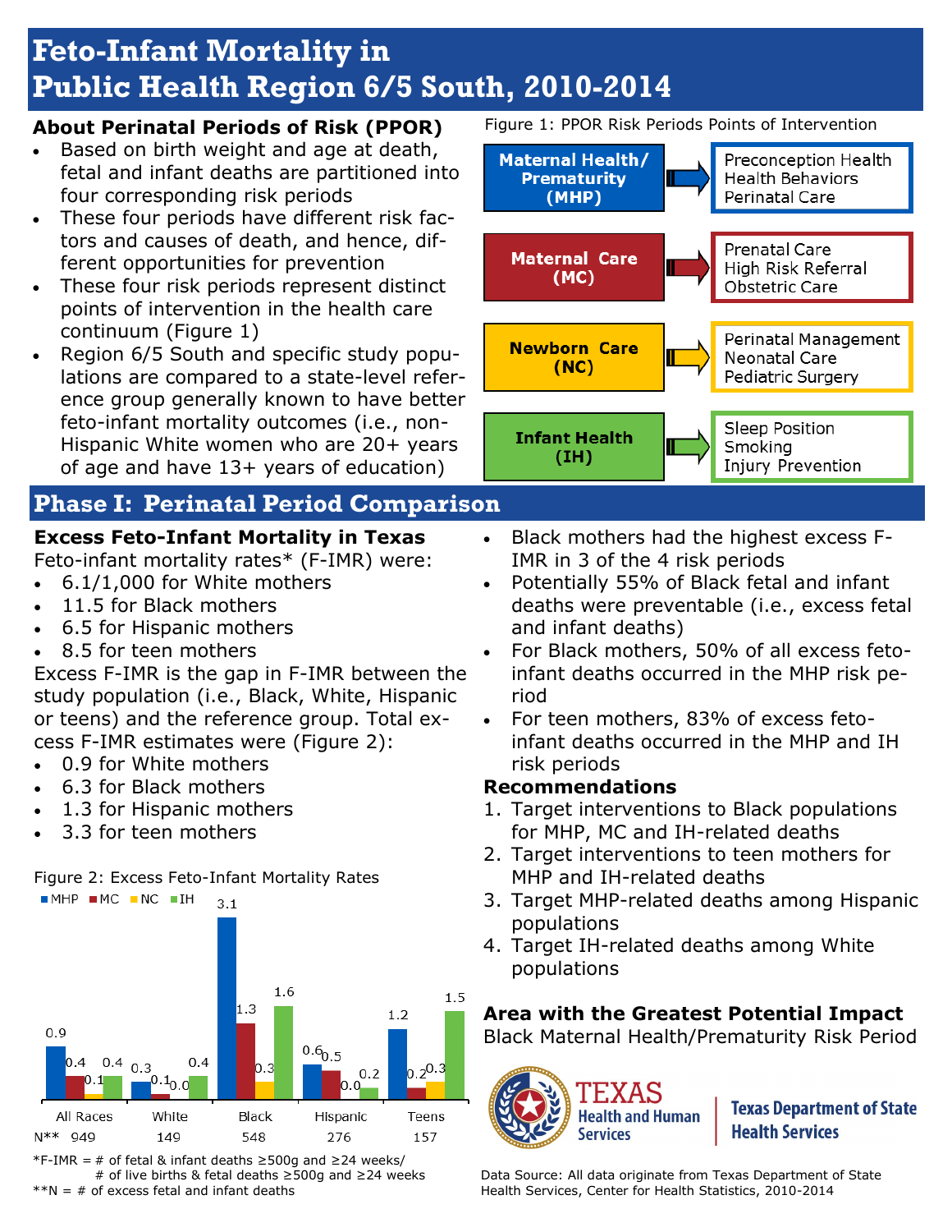# Feto-Infant Mortality in Public Health Region 6/5 South, 2010-2014

## About Perinatal Periods of Risk (PPOR)

- Based on birth weight and age at death, fetal and infant deaths are partitioned into four corresponding risk periods
- These four periods have different risk factors and causes of death, and hence, different opportunities for prevention
- These four risk periods represent distinct points of intervention in the health care continuum (Figure 1)
- Region 6/5 South and specific study populations are compared to a state-level reference group generally known to have better feto-infant mortality outcomes (i.e., non-Hispanic White women who are 20+ years of age and have 13+ years of education)

Figure 1: PPOR Risk Periods Points of Intervention

| Risk Period | Points of Intervention |
| --- | --- |
| Maternal Health/ Prematurity (MHP) | Preconception Health; Health Behaviors; Perinatal Care |
| Maternal Care (MC) | Prenatal Care; High Risk Referral; Obstetric Care |
| Newborn Care (NC) | Perinatal Management; Neonatal Care; Pediatric Surgery |
| Infant Health (IH) | Sleep Position; Smoking; Injury Prevention |

## Phase I: Perinatal Period Comparison

### Excess Feto-Infant Mortality in Texas

Feto-infant mortality rates* (F-IMR) were:

- 6.1/1,000 for White mothers
- 11.5 for Black mothers
- 6.5 for Hispanic mothers
- 8.5 for teen mothers

Excess F-IMR is the gap in F-IMR between the study population (i.e., Black, White, Hispanic or teens) and the reference group. Total excess F-IMR estimates were (Figure 2):

- 0.9 for White mothers
- 6.3 for Black mothers
- 1.3 for Hispanic mothers
- 3.3 for teen mothers

Figure 2: Excess Feto-Infant Mortality Rates

| | All Races | White | Black | Hispanic | Teens |
| --- | --- | --- | --- | --- | --- |
| MHP | 0.9 | 0.3 | 3.1 | 0.6 | 1.2 |
| MC | 0.4 | 0.1 | 1.3 | 0.5 | 0.2 |
| NC | 0.1 | 0.0 | 0.3 | 0.0 | 0.3 |
| IH | 0.4 | 0.4 | 1.6 | 0.2 | 1.5 |
| N** | 949 | 149 | 548 | 276 | 157 |

*F-IMR = # of fetal & infant deaths ≥500g and ≥24 weeks/ # of live births & fetal deaths ≥500g and ≥24 weeks

**N = # of excess fetal and infant deaths

- Black mothers had the highest excess F-IMR in 3 of the 4 risk periods
- Potentially 55% of Black fetal and infant deaths were preventable (i.e., excess fetal and infant deaths)
- For Black mothers, 50% of all excess feto-infant deaths occurred in the MHP risk period
- For teen mothers, 83% of excess feto-infant deaths occurred in the MHP and IH risk periods

### Recommendations

1. Target interventions to Black populations for MHP, MC and IH-related deaths
2. Target interventions to teen mothers for MHP and IH-related deaths
3. Target MHP-related deaths among Hispanic populations
4. Target IH-related deaths among White populations

### Area with the Greatest Potential Impact

Black Maternal Health/Prematurity Risk Period

Texas Health and Human Services | Texas Department of State Health Services

Data Source: All data originate from Texas Department of State Health Services, Center for Health Statistics, 2010-2014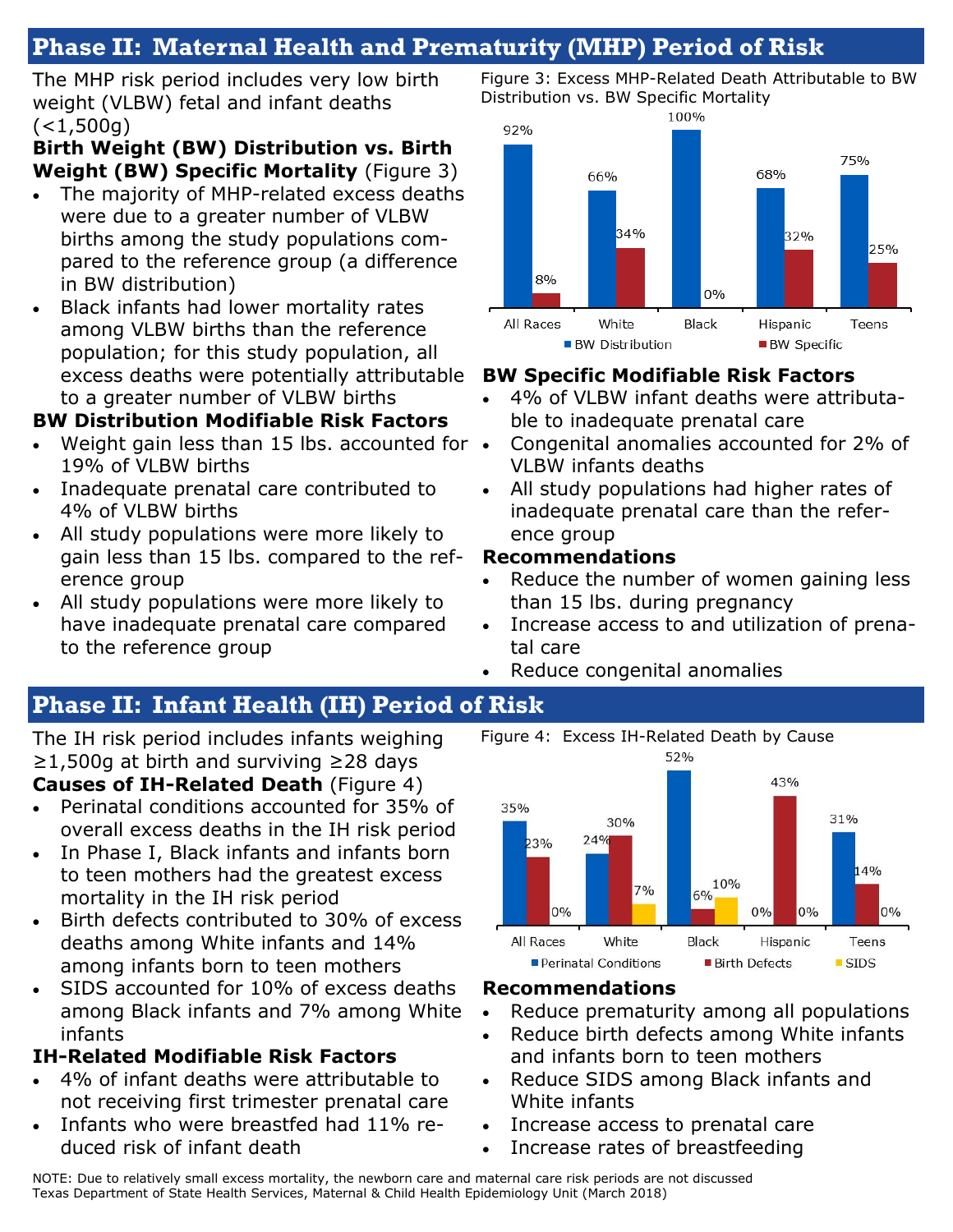## Phase II: Maternal Health and Prematurity (MHP) Period of Risk

The MHP risk period includes very low birth weight (VLBW) fetal and infant deaths (<1,500g)

**Birth Weight (BW) Distribution vs. Birth Weight (BW) Specific Mortality** (Figure 3)

- The majority of MHP-related excess deaths were due to a greater number of VLBW births among the study populations compared to the reference group (a difference in BW distribution)
- Black infants had lower mortality rates among VLBW births than the reference population; for this study population, all excess deaths were potentially attributable to a greater number of VLBW births

**BW Distribution Modifiable Risk Factors**

- Weight gain less than 15 lbs. accounted for 19% of VLBW births
- Inadequate prenatal care contributed to 4% of VLBW births
- All study populations were more likely to gain less than 15 lbs. compared to the reference group
- All study populations were more likely to have inadequate prenatal care compared to the reference group

Figure 3: Excess MHP-Related Death Attributable to BW Distribution vs. BW Specific Mortality

All Races: 92%, 8%
White: 66%, 34%
Black: 100%, 0%
Hispanic: 68%, 32%
Teens: 75%, 25%

BW Distribution | BW Specific

**BW Specific Modifiable Risk Factors**

- 4% of VLBW infant deaths were attributable to inadequate prenatal care
- Congenital anomalies accounted for 2% of VLBW infants deaths
- All study populations had higher rates of inadequate prenatal care than the reference group

**Recommendations**

- Reduce the number of women gaining less than 15 lbs. during pregnancy
- Increase access to and utilization of prenatal care
- Reduce congenital anomalies

## Phase II: Infant Health (IH) Period of Risk

The IH risk period includes infants weighing ≥1,500g at birth and surviving ≥28 days

**Causes of IH-Related Death** (Figure 4)

- Perinatal conditions accounted for 35% of overall excess deaths in the IH risk period
- In Phase I, Black infants and infants born to teen mothers had the greatest excess mortality in the IH risk period
- Birth defects contributed to 30% of excess deaths among White infants and 14% among infants born to teen mothers
- SIDS accounted for 10% of excess deaths among Black infants and 7% among White infants

**IH-Related Modifiable Risk Factors**

- 4% of infant deaths were attributable to not receiving first trimester prenatal care
- Infants who were breastfed had 11% reduced risk of infant death

Figure 4: Excess IH-Related Death by Cause

All Races: 35%, 23%, 0%
White: 24%, 30%, 7%
Black: 52%, 6%, 10%
Hispanic: 0%, 43%, 0%
Teens: 31%, 14%, 0%

Perinatal Conditions | Birth Defects | SIDS

**Recommendations**

- Reduce prematurity among all populations
- Reduce birth defects among White infants and infants born to teen mothers
- Reduce SIDS among Black infants and White infants
- Increase access to prenatal care
- Increase rates of breastfeeding

NOTE: Due to relatively small excess mortality, the newborn care and maternal care risk periods are not discussed

Texas Department of State Health Services, Maternal & Child Health Epidemiology Unit (March 2018)